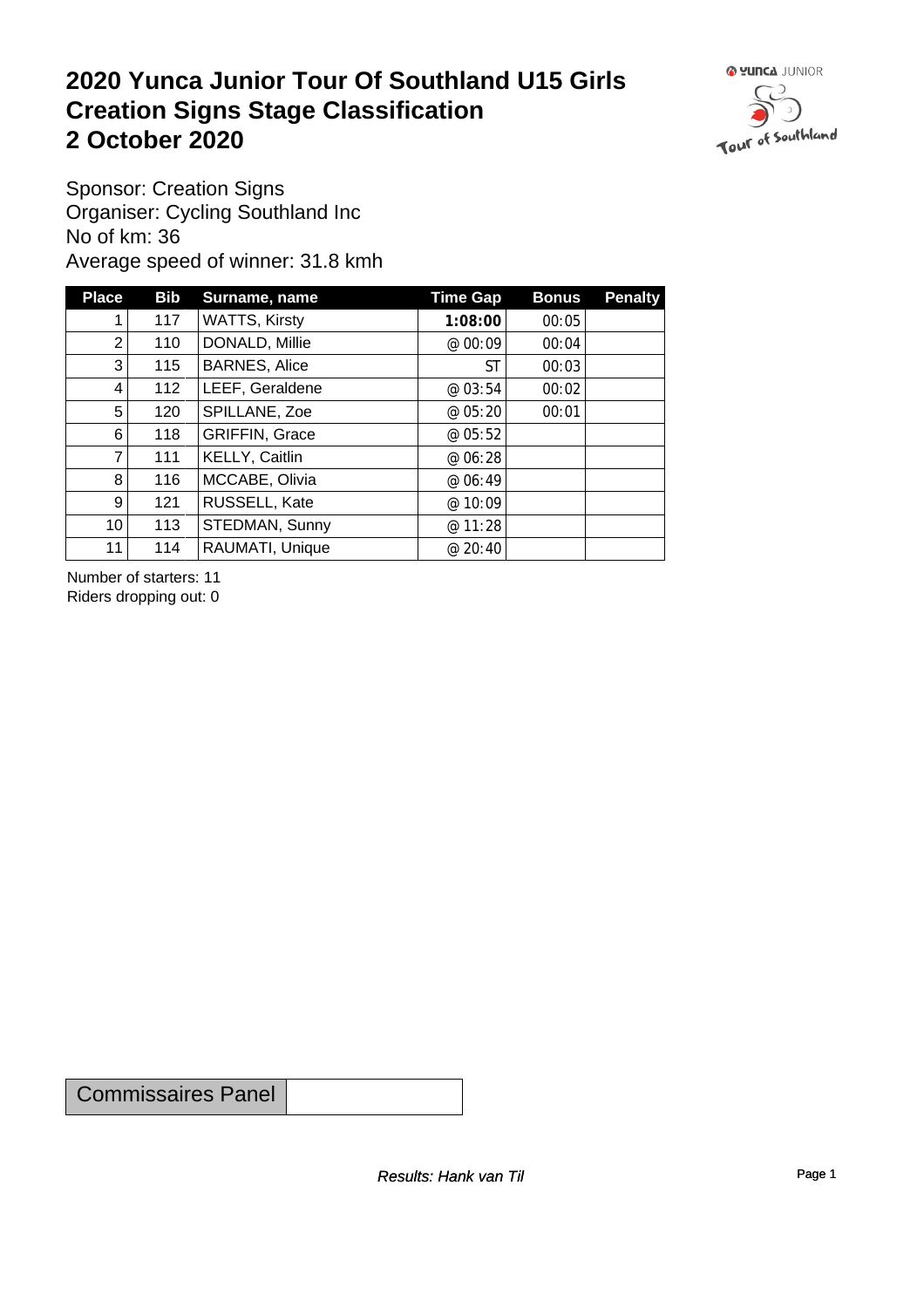# 2020 Yunca Junior Tour Of Southland U15 Girls Creation Signs Stage Classification 2 October 2020

Sponsor: Creation Signs
Organiser: Cycling Southland Inc
No of km: 36
Average speed of winner: 31.8 kmh

| Place | Bib | Surname, name | Time Gap | Bonus | Penalty |
|---|---|---|---|---|---|
| 1 | 117 | WATTS, Kirsty | **1:08:00** | 00:05 | |
| 2 | 110 | DONALD, Millie | @ 00:09 | 00:04 | |
| 3 | 115 | BARNES, Alice | ST | 00:03 | |
| 4 | 112 | LEEF, Geraldene | @ 03:54 | 00:02 | |
| 5 | 120 | SPILLANE, Zoe | @ 05:20 | 00:01 | |
| 6 | 118 | GRIFFIN, Grace | @ 05:52 | | |
| 7 | 111 | KELLY, Caitlin | @ 06:28 | | |
| 8 | 116 | MCCABE, Olivia | @ 06:49 | | |
| 9 | 121 | RUSSELL, Kate | @ 10:09 | | |
| 10 | 113 | STEDMAN, Sunny | @ 11:28 | | |
| 11 | 114 | RAUMATI, Unique | @ 20:40 | | |

Number of starters: 11
Riders dropping out: 0

| Commissaires Panel | |
|---|---|

*Results: Hank van Til*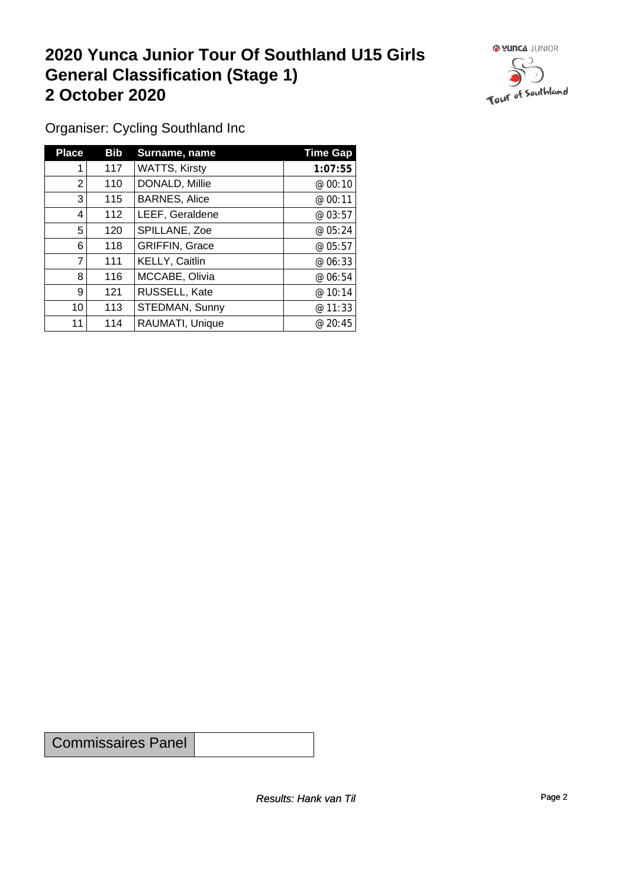# 2020 Yunca Junior Tour Of Southland U15 Girls General Classification (Stage 1) 2 October 2020

Organiser: Cycling Southland Inc

| Place | Bib | Surname, name | Time Gap |
|---|---|---|---|
| 1 | 117 | WATTS, Kirsty | **1:07:55** |
| 2 | 110 | DONALD, Millie | @ 00:10 |
| 3 | 115 | BARNES, Alice | @ 00:11 |
| 4 | 112 | LEEF, Geraldene | @ 03:57 |
| 5 | 120 | SPILLANE, Zoe | @ 05:24 |
| 6 | 118 | GRIFFIN, Grace | @ 05:57 |
| 7 | 111 | KELLY, Caitlin | @ 06:33 |
| 8 | 116 | MCCABE, Olivia | @ 06:54 |
| 9 | 121 | RUSSELL, Kate | @ 10:14 |
| 10 | 113 | STEDMAN, Sunny | @ 11:33 |
| 11 | 114 | RAUMATI, Unique | @ 20:45 |

| Commissaires Panel | |
|---|---|

*Results: Hank van Til*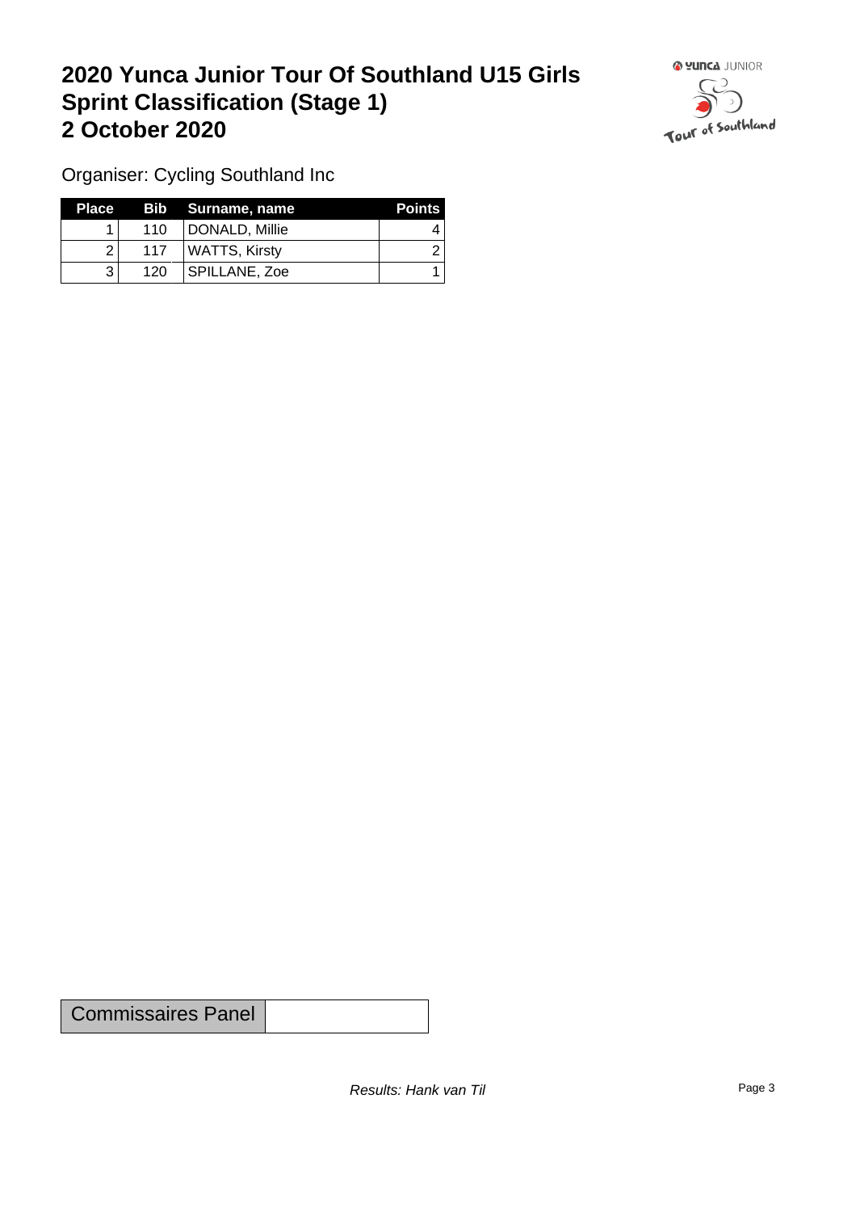# 2020 Yunca Junior Tour Of Southland U15 Girls Sprint Classification (Stage 1) 2 October 2020

Organiser: Cycling Southland Inc

| Place | Bib | Surname, name | Points |
|---|---|---|---|
| 1 | 110 | DONALD, Millie | 4 |
| 2 | 117 | WATTS, Kirsty | 2 |
| 3 | 120 | SPILLANE, Zoe | 1 |

| Commissaires Panel | |
|---|---|

*Results: Hank van Til*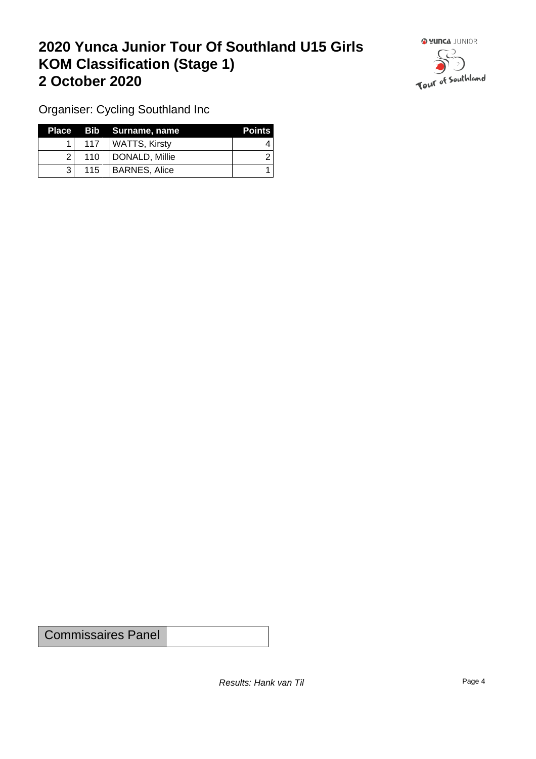# 2020 Yunca Junior Tour Of Southland U15 Girls
# KOM Classification (Stage 1)
# 2 October 2020

Organiser: Cycling Southland Inc

| Place | Bib | Surname, name | Points |
|---|---|---|---|
| 1 | 117 | WATTS, Kirsty | 4 |
| 2 | 110 | DONALD, Millie | 2 |
| 3 | 115 | BARNES, Alice | 1 |

| Commissaires Panel | |
|---|---|

*Results: Hank van Til*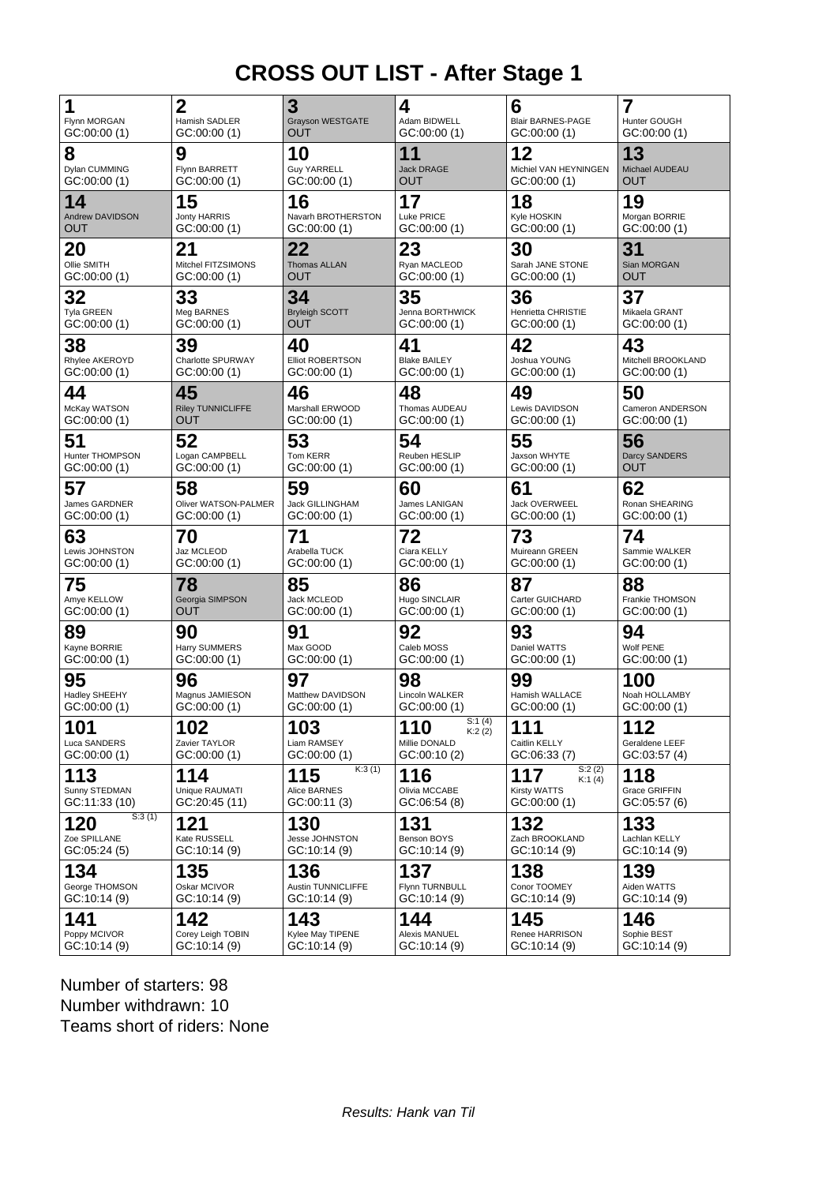# CROSS OUT LIST - After Stage 1

| | | | | | |
|---|---|---|---|---|---|
| **1**<br>Flynn MORGAN<br>GC:00:00 (1) | **2**<br>Hamish SADLER<br>GC:00:00 (1) | **3**<br>Grayson WESTGATE<br>OUT | **4**<br>Adam BIDWELL<br>GC:00:00 (1) | **6**<br>Blair BARNES-PAGE<br>GC:00:00 (1) | **7**<br>Hunter GOUGH<br>GC:00:00 (1) |
| **8**<br>Dylan CUMMING<br>GC:00:00 (1) | **9**<br>Flynn BARRETT<br>GC:00:00 (1) | **10**<br>Guy YARRELL<br>GC:00:00 (1) | **11**<br>Jack DRAGE<br>OUT | **12**<br>Michiel VAN HEYNINGEN<br>GC:00:00 (1) | **13**<br>Michael AUDEAU<br>OUT |
| **14**<br>Andrew DAVIDSON<br>OUT | **15**<br>Jonty HARRIS<br>GC:00:00 (1) | **16**<br>Navarh BROTHERSTON<br>GC:00:00 (1) | **17**<br>Luke PRICE<br>GC:00:00 (1) | **18**<br>Kyle HOSKIN<br>GC:00:00 (1) | **19**<br>Morgan BORRIE<br>GC:00:00 (1) |
| **20**<br>Ollie SMITH<br>GC:00:00 (1) | **21**<br>Mitchel FITZSIMONS<br>GC:00:00 (1) | **22**<br>Thomas ALLAN<br>OUT | **23**<br>Ryan MACLEOD<br>GC:00:00 (1) | **30**<br>Sarah JANE STONE<br>GC:00:00 (1) | **31**<br>Sian MORGAN<br>OUT |
| **32**<br>Tyla GREEN<br>GC:00:00 (1) | **33**<br>Meg BARNES<br>GC:00:00 (1) | **34**<br>Bryleigh SCOTT<br>OUT | **35**<br>Jenna BORTHWICK<br>GC:00:00 (1) | **36**<br>Henrietta CHRISTIE<br>GC:00:00 (1) | **37**<br>Mikaela GRANT<br>GC:00:00 (1) |
| **38**<br>Rhylee AKEROYD<br>GC:00:00 (1) | **39**<br>Charlotte SPURWAY<br>GC:00:00 (1) | **40**<br>Elliot ROBERTSON<br>GC:00:00 (1) | **41**<br>Blake BAILEY<br>GC:00:00 (1) | **42**<br>Joshua YOUNG<br>GC:00:00 (1) | **43**<br>Mitchell BROOKLAND<br>GC:00:00 (1) |
| **44**<br>McKay WATSON<br>GC:00:00 (1) | **45**<br>Riley TUNNICLIFFE<br>OUT | **46**<br>Marshall ERWOOD<br>GC:00:00 (1) | **48**<br>Thomas AUDEAU<br>GC:00:00 (1) | **49**<br>Lewis DAVIDSON<br>GC:00:00 (1) | **50**<br>Cameron ANDERSON<br>GC:00:00 (1) |
| **51**<br>Hunter THOMPSON<br>GC:00:00 (1) | **52**<br>Logan CAMPBELL<br>GC:00:00 (1) | **53**<br>Tom KERR<br>GC:00:00 (1) | **54**<br>Reuben HESLIP<br>GC:00:00 (1) | **55**<br>Jaxson WHYTE<br>GC:00:00 (1) | **56**<br>Darcy SANDERS<br>OUT |
| **57**<br>James GARDNER<br>GC:00:00 (1) | **58**<br>Oliver WATSON-PALMER<br>GC:00:00 (1) | **59**<br>Jack GILLINGHAM<br>GC:00:00 (1) | **60**<br>James LANIGAN<br>GC:00:00 (1) | **61**<br>Jack OVERWEEL<br>GC:00:00 (1) | **62**<br>Ronan SHEARING<br>GC:00:00 (1) |
| **63**<br>Lewis JOHNSTON<br>GC:00:00 (1) | **70**<br>Jaz MCLEOD<br>GC:00:00 (1) | **71**<br>Arabella TUCK<br>GC:00:00 (1) | **72**<br>Ciara KELLY<br>GC:00:00 (1) | **73**<br>Muireann GREEN<br>GC:00:00 (1) | **74**<br>Sammie WALKER<br>GC:00:00 (1) |
| **75**<br>Amye KELLOW<br>GC:00:00 (1) | **78**<br>Georgia SIMPSON<br>OUT | **85**<br>Jack MCLEOD<br>GC:00:00 (1) | **86**<br>Hugo SINCLAIR<br>GC:00:00 (1) | **87**<br>Carter GUICHARD<br>GC:00:00 (1) | **88**<br>Frankie THOMSON<br>GC:00:00 (1) |
| **89**<br>Kayne BORRIE<br>GC:00:00 (1) | **90**<br>Harry SUMMERS<br>GC:00:00 (1) | **91**<br>Max GOOD<br>GC:00:00 (1) | **92**<br>Caleb MOSS<br>GC:00:00 (1) | **93**<br>Daniel WATTS<br>GC:00:00 (1) | **94**<br>Wolf PENE<br>GC:00:00 (1) |
| **95**<br>Hadley SHEEHY<br>GC:00:00 (1) | **96**<br>Magnus JAMIESON<br>GC:00:00 (1) | **97**<br>Matthew DAVIDSON<br>GC:00:00 (1) | **98**<br>Lincoln WALKER<br>GC:00:00 (1) | **99**<br>Hamish WALLACE<br>GC:00:00 (1) | **100**<br>Noah HOLLAMBY<br>GC:00:00 (1) |
| **101**<br>Luca SANDERS<br>GC:00:00 (1) | **102**<br>Zavier TAYLOR<br>GC:00:00 (1) | **103**<br>Liam RAMSEY<br>GC:00:00 (1) | **110** S:1 (4) K:2 (2)<br>Millie DONALD<br>GC:00:10 (2) | **111**<br>Caitlin KELLY<br>GC:06:33 (7) | **112**<br>Geraldene LEEF<br>GC:03:57 (4) |
| **113**<br>Sunny STEDMAN<br>GC:11:33 (10) | **114**<br>Unique RAUMATI<br>GC:20:45 (11) | **115** K:3 (1)<br>Alice BARNES<br>GC:00:11 (3) | **116**<br>Olivia MCCABE<br>GC:06:54 (8) | **117** S:2 (2) K:1 (4)<br>Kirsty WATTS<br>GC:00:00 (1) | **118**<br>Grace GRIFFIN<br>GC:05:57 (6) |
| **120** S:3 (1)<br>Zoe SPILLANE<br>GC:05:24 (5) | **121**<br>Kate RUSSELL<br>GC:10:14 (9) | **130**<br>Jesse JOHNSTON<br>GC:10:14 (9) | **131**<br>Benson BOYS<br>GC:10:14 (9) | **132**<br>Zach BROOKLAND<br>GC:10:14 (9) | **133**<br>Lachlan KELLY<br>GC:10:14 (9) |
| **134**<br>George THOMSON<br>GC:10:14 (9) | **135**<br>Oskar MCIVOR<br>GC:10:14 (9) | **136**<br>Austin TUNNICLIFFE<br>GC:10:14 (9) | **137**<br>Flynn TURNBULL<br>GC:10:14 (9) | **138**<br>Conor TOOMEY<br>GC:10:14 (9) | **139**<br>Aiden WATTS<br>GC:10:14 (9) |
| **141**<br>Poppy MCIVOR<br>GC:10:14 (9) | **142**<br>Corey Leigh TOBIN<br>GC:10:14 (9) | **143**<br>Kylee May TIPENE<br>GC:10:14 (9) | **144**<br>Alexis MANUEL<br>GC:10:14 (9) | **145**<br>Renee HARRISON<br>GC:10:14 (9) | **146**<br>Sophie BEST<br>GC:10:14 (9) |

Number of starters: 98
Number withdrawn: 10
Teams short of riders: None

*Results: Hank van Til*